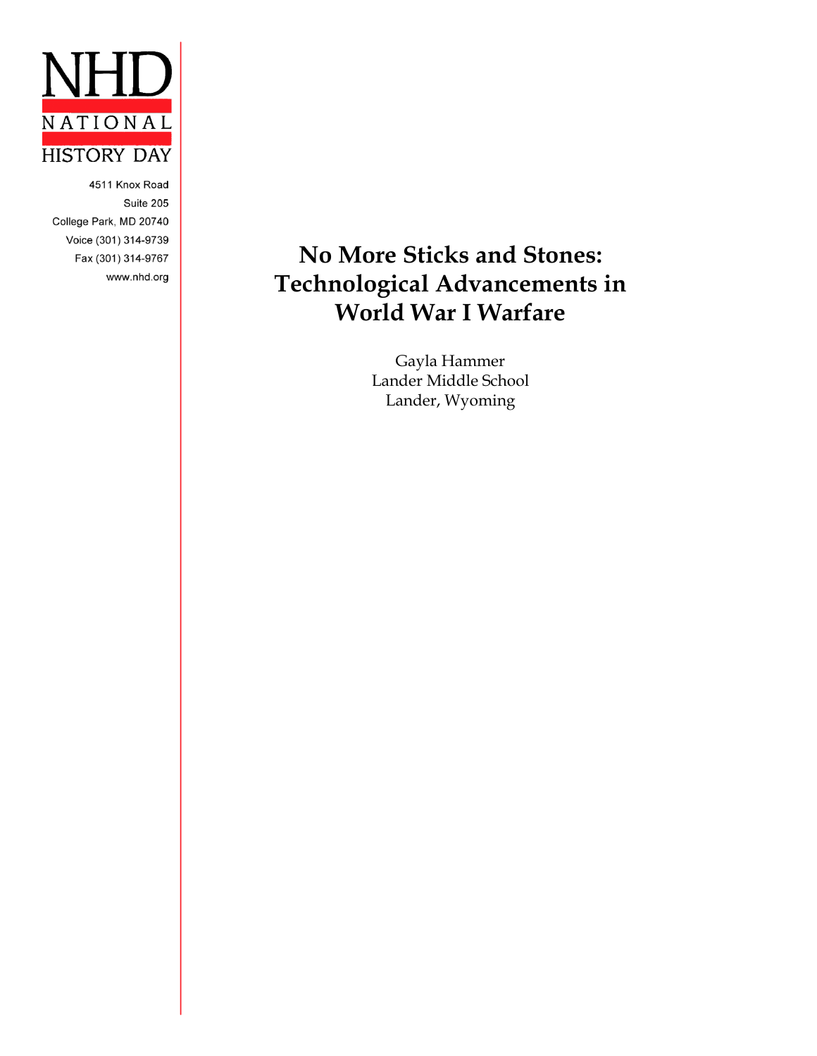NHD

NATIONAL

HISTORY DAY

4511 Knox Road
Suite 205
College Park, MD 20740
Voice (301) 314-9739
Fax (301) 314-9767
www.nhd.org

# No More Sticks and Stones: Technological Advancements in World War I Warfare

Gayla Hammer
Lander Middle School
Lander, Wyoming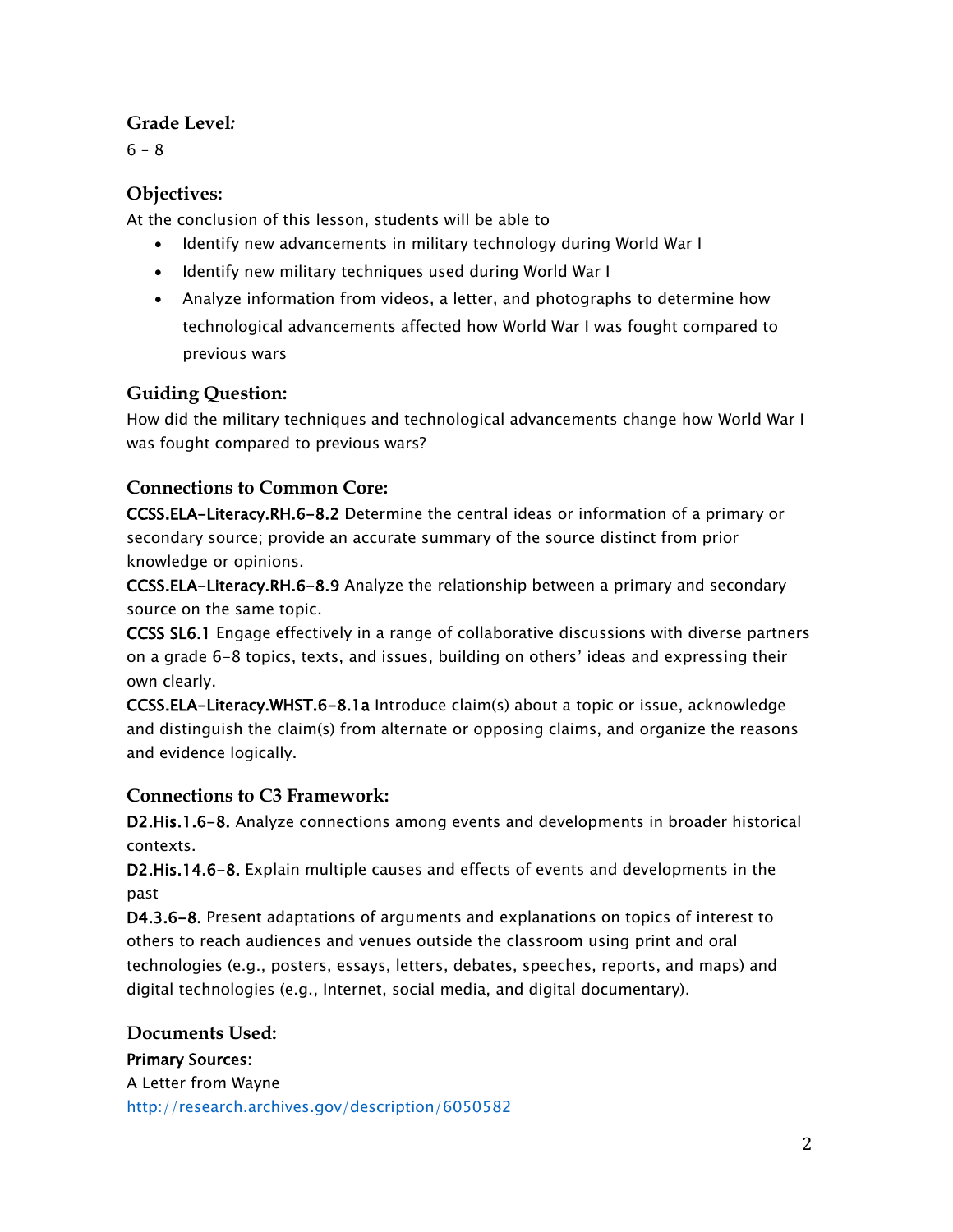### Grade Level:

6 – 8

### Objectives:

At the conclusion of this lesson, students will be able to

- Identify new advancements in military technology during World War I
- Identify new military techniques used during World War I
- Analyze information from videos, a letter, and photographs to determine how technological advancements affected how World War I was fought compared to previous wars

### Guiding Question:

How did the military techniques and technological advancements change how World War I was fought compared to previous wars?

### Connections to Common Core:

**CCSS.ELA-Literacy.RH.6-8.2** Determine the central ideas or information of a primary or secondary source; provide an accurate summary of the source distinct from prior knowledge or opinions.

**CCSS.ELA-Literacy.RH.6-8.9** Analyze the relationship between a primary and secondary source on the same topic.

**CCSS SL6.1** Engage effectively in a range of collaborative discussions with diverse partners on a grade 6-8 topics, texts, and issues, building on others' ideas and expressing their own clearly.

**CCSS.ELA-Literacy.WHST.6-8.1a** Introduce claim(s) about a topic or issue, acknowledge and distinguish the claim(s) from alternate or opposing claims, and organize the reasons and evidence logically.

### Connections to C3 Framework:

**D2.His.1.6-8.** Analyze connections among events and developments in broader historical contexts.

**D2.His.14.6-8.** Explain multiple causes and effects of events and developments in the past

**D4.3.6-8.** Present adaptations of arguments and explanations on topics of interest to others to reach audiences and venues outside the classroom using print and oral technologies (e.g., posters, essays, letters, debates, speeches, reports, and maps) and digital technologies (e.g., Internet, social media, and digital documentary).

### Documents Used:

**Primary Sources**:

A Letter from Wayne

http://research.archives.gov/description/6050582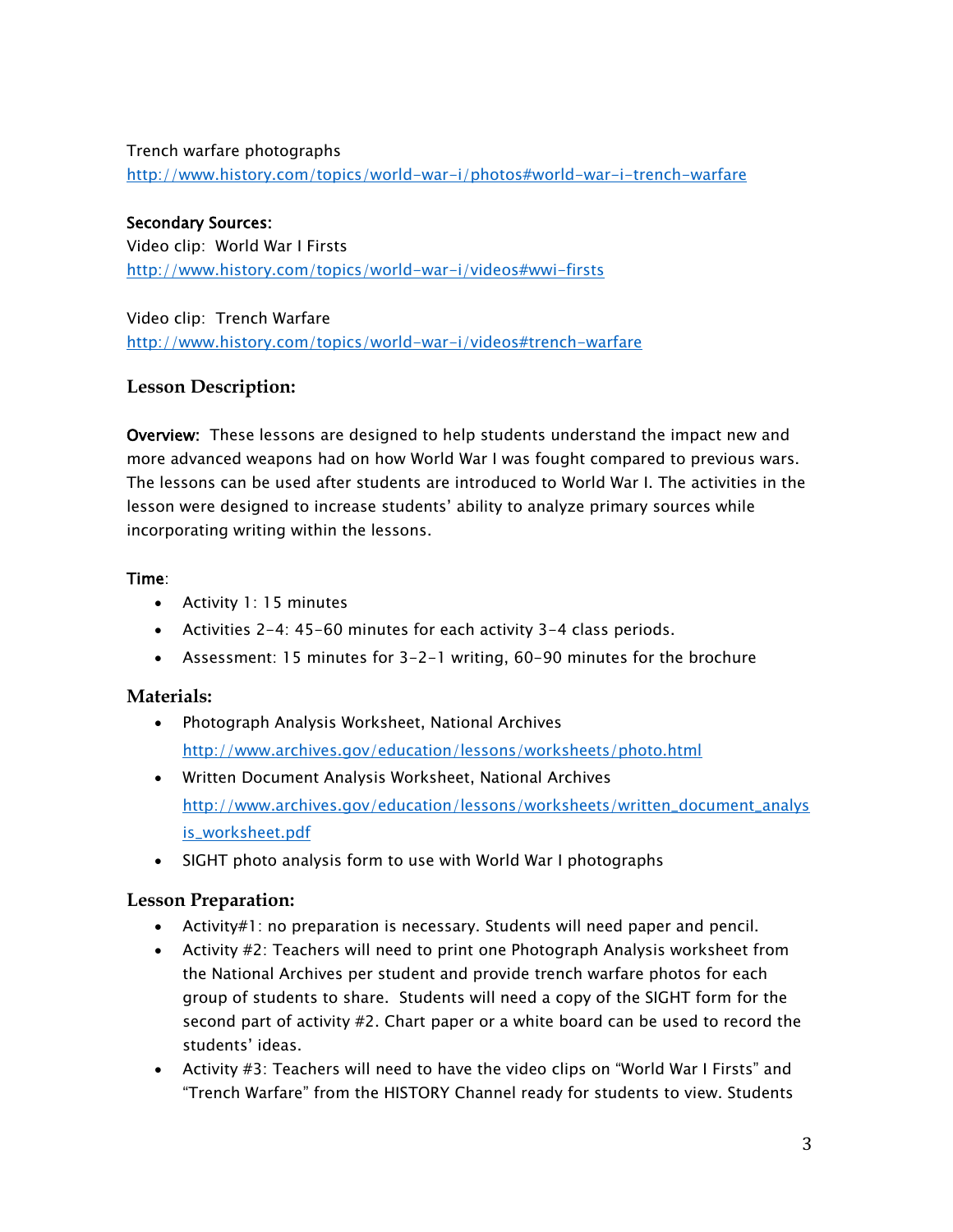Trench warfare photographs
http://www.history.com/topics/world-war-i/photos#world-war-i-trench-warfare

**Secondary Sources:**
Video clip: World War I Firsts
http://www.history.com/topics/world-war-i/videos#wwi-firsts

Video clip: Trench Warfare
http://www.history.com/topics/world-war-i/videos#trench-warfare

## Lesson Description:

**Overview:** These lessons are designed to help students understand the impact new and more advanced weapons had on how World War I was fought compared to previous wars. The lessons can be used after students are introduced to World War I. The activities in the lesson were designed to increase students' ability to analyze primary sources while incorporating writing within the lessons.

**Time**:

- Activity 1: 15 minutes
- Activities 2-4: 45-60 minutes for each activity 3-4 class periods.
- Assessment: 15 minutes for 3-2-1 writing, 60-90 minutes for the brochure

## Materials:

- Photograph Analysis Worksheet, National Archives
  http://www.archives.gov/education/lessons/worksheets/photo.html
- Written Document Analysis Worksheet, National Archives
  http://www.archives.gov/education/lessons/worksheets/written_document_analysis_worksheet.pdf
- SIGHT photo analysis form to use with World War I photographs

## Lesson Preparation:

- Activity#1: no preparation is necessary. Students will need paper and pencil.
- Activity #2: Teachers will need to print one Photograph Analysis worksheet from the National Archives per student and provide trench warfare photos for each group of students to share. Students will need a copy of the SIGHT form for the second part of activity #2. Chart paper or a white board can be used to record the students' ideas.
- Activity #3: Teachers will need to have the video clips on "World War I Firsts" and "Trench Warfare" from the HISTORY Channel ready for students to view. Students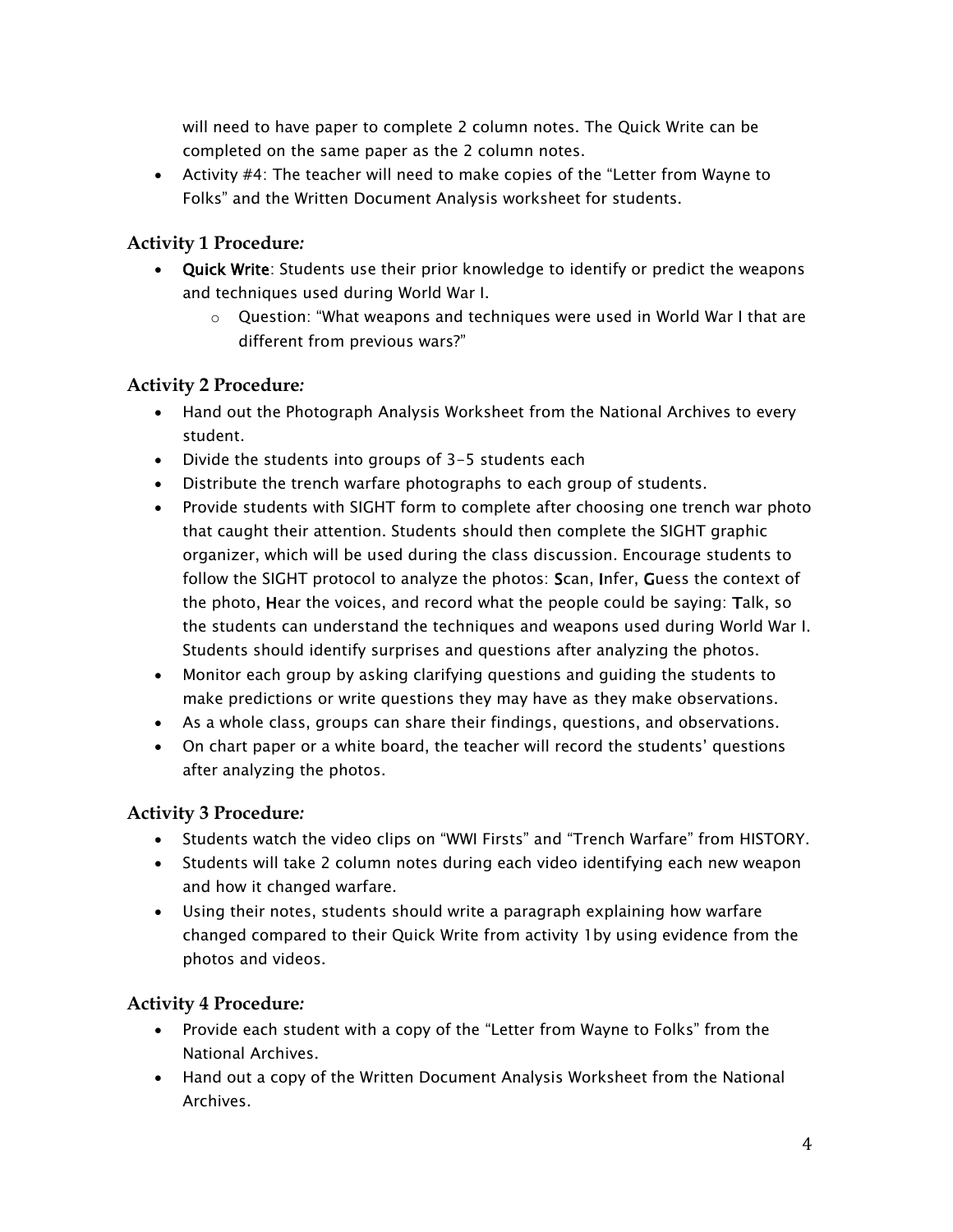will need to have paper to complete 2 column notes. The Quick Write can be completed on the same paper as the 2 column notes.

- Activity #4: The teacher will need to make copies of the "Letter from Wayne to Folks" and the Written Document Analysis worksheet for students.

### Activity 1 Procedure*:*

- **Quick Write**: Students use their prior knowledge to identify or predict the weapons and techniques used during World War I.
  - Question: "What weapons and techniques were used in World War I that are different from previous wars?"

### Activity 2 Procedure*:*

- Hand out the Photograph Analysis Worksheet from the National Archives to every student.
- Divide the students into groups of 3-5 students each
- Distribute the trench warfare photographs to each group of students.
- Provide students with SIGHT form to complete after choosing one trench war photo that caught their attention. Students should then complete the SIGHT graphic organizer, which will be used during the class discussion. Encourage students to follow the SIGHT protocol to analyze the photos: **S**can, **I**nfer, **G**uess the context of the photo, **H**ear the voices, and record what the people could be saying: **T**alk, so the students can understand the techniques and weapons used during World War I. Students should identify surprises and questions after analyzing the photos.
- Monitor each group by asking clarifying questions and guiding the students to make predictions or write questions they may have as they make observations.
- As a whole class, groups can share their findings, questions, and observations.
- On chart paper or a white board, the teacher will record the students' questions after analyzing the photos.

### Activity 3 Procedure*:*

- Students watch the video clips on "WWI Firsts" and "Trench Warfare" from HISTORY.
- Students will take 2 column notes during each video identifying each new weapon and how it changed warfare.
- Using their notes, students should write a paragraph explaining how warfare changed compared to their Quick Write from activity 1by using evidence from the photos and videos.

### Activity 4 Procedure*:*

- Provide each student with a copy of the "Letter from Wayne to Folks" from the National Archives.
- Hand out a copy of the Written Document Analysis Worksheet from the National Archives.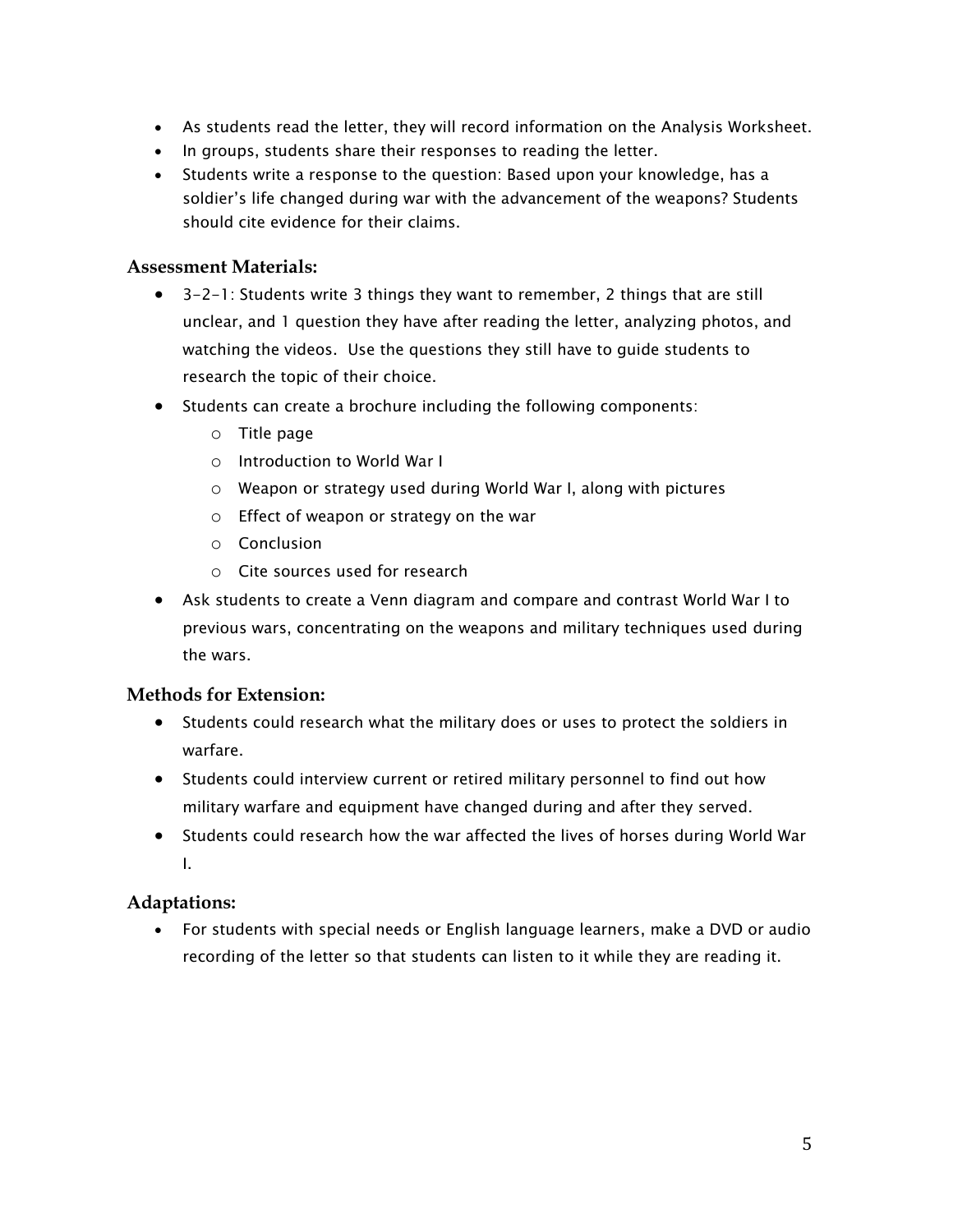- As students read the letter, they will record information on the Analysis Worksheet.
- In groups, students share their responses to reading the letter.
- Students write a response to the question: Based upon your knowledge, has a soldier's life changed during war with the advancement of the weapons? Students should cite evidence for their claims.

## Assessment Materials:

- 3-2-1: Students write 3 things they want to remember, 2 things that are still unclear, and 1 question they have after reading the letter, analyzing photos, and watching the videos. Use the questions they still have to guide students to research the topic of their choice.
- Students can create a brochure including the following components:
  - Title page
  - Introduction to World War I
  - Weapon or strategy used during World War I, along with pictures
  - Effect of weapon or strategy on the war
  - Conclusion
  - Cite sources used for research
- Ask students to create a Venn diagram and compare and contrast World War I to previous wars, concentrating on the weapons and military techniques used during the wars.

## Methods for Extension:

- Students could research what the military does or uses to protect the soldiers in warfare.
- Students could interview current or retired military personnel to find out how military warfare and equipment have changed during and after they served.
- Students could research how the war affected the lives of horses during World War I.

## Adaptations:

- For students with special needs or English language learners, make a DVD or audio recording of the letter so that students can listen to it while they are reading it.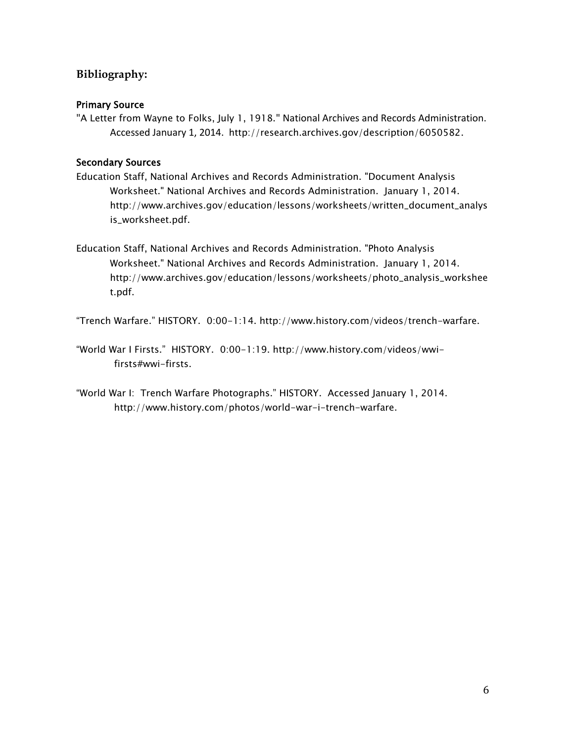## Bibliography:

### Primary Source

"A Letter from Wayne to Folks, July 1, 1918." National Archives and Records Administration. Accessed January 1, 2014. http://research.archives.gov/description/6050582.

### Secondary Sources

Education Staff, National Archives and Records Administration. "Document Analysis Worksheet." National Archives and Records Administration. January 1, 2014. http://www.archives.gov/education/lessons/worksheets/written_document_analysis_worksheet.pdf.

Education Staff, National Archives and Records Administration. "Photo Analysis Worksheet." National Archives and Records Administration. January 1, 2014. http://www.archives.gov/education/lessons/worksheets/photo_analysis_worksheet.pdf.

"Trench Warfare." HISTORY. 0:00-1:14. http://www.history.com/videos/trench-warfare.

"World War I Firsts." HISTORY. 0:00-1:19. http://www.history.com/videos/wwi-firsts#wwi-firsts.

"World War I: Trench Warfare Photographs." HISTORY. Accessed January 1, 2014. http://www.history.com/photos/world-war-i-trench-warfare.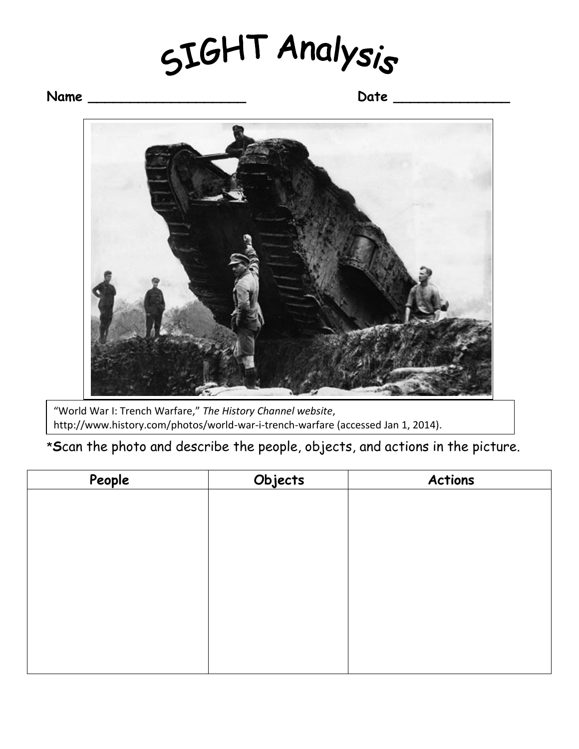# SIGHT Analysis

**Name** ____________________ **Date** ______________

"World War I: Trench Warfare," *The History Channel website*, http://www.history.com/photos/world-war-i-trench-warfare (accessed Jan 1, 2014).

***S**can the photo and describe the people, objects, and actions in the picture.

| People | Objects | Actions |
| --- | --- | --- |
| | | |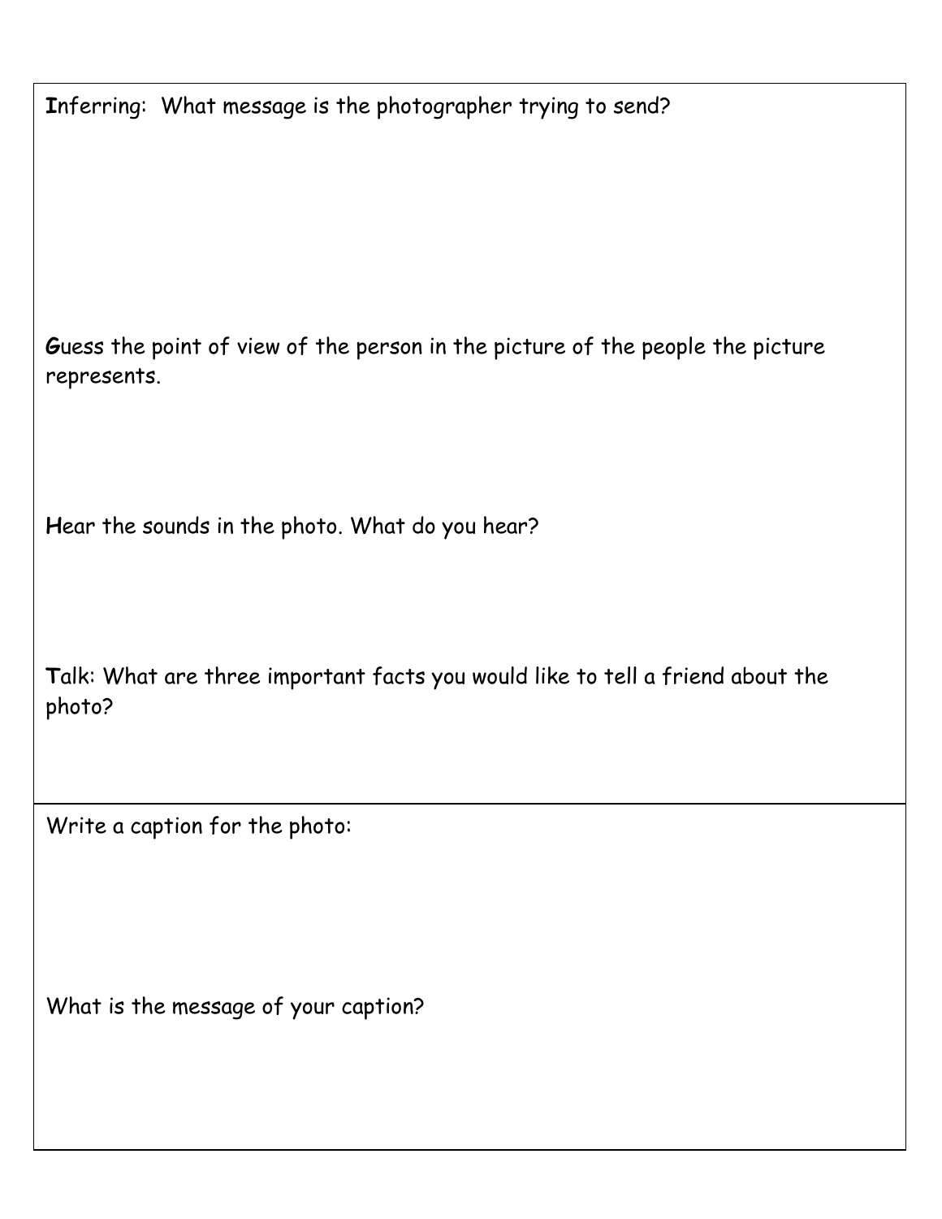**I**nferring: What message is the photographer trying to send?

**G**uess the point of view of the person in the picture of the people the picture represents.

**H**ear the sounds in the photo. What do you hear?

**T**alk: What are three important facts you would like to tell a friend about the photo?

Write a caption for the photo:

What is the message of your caption?